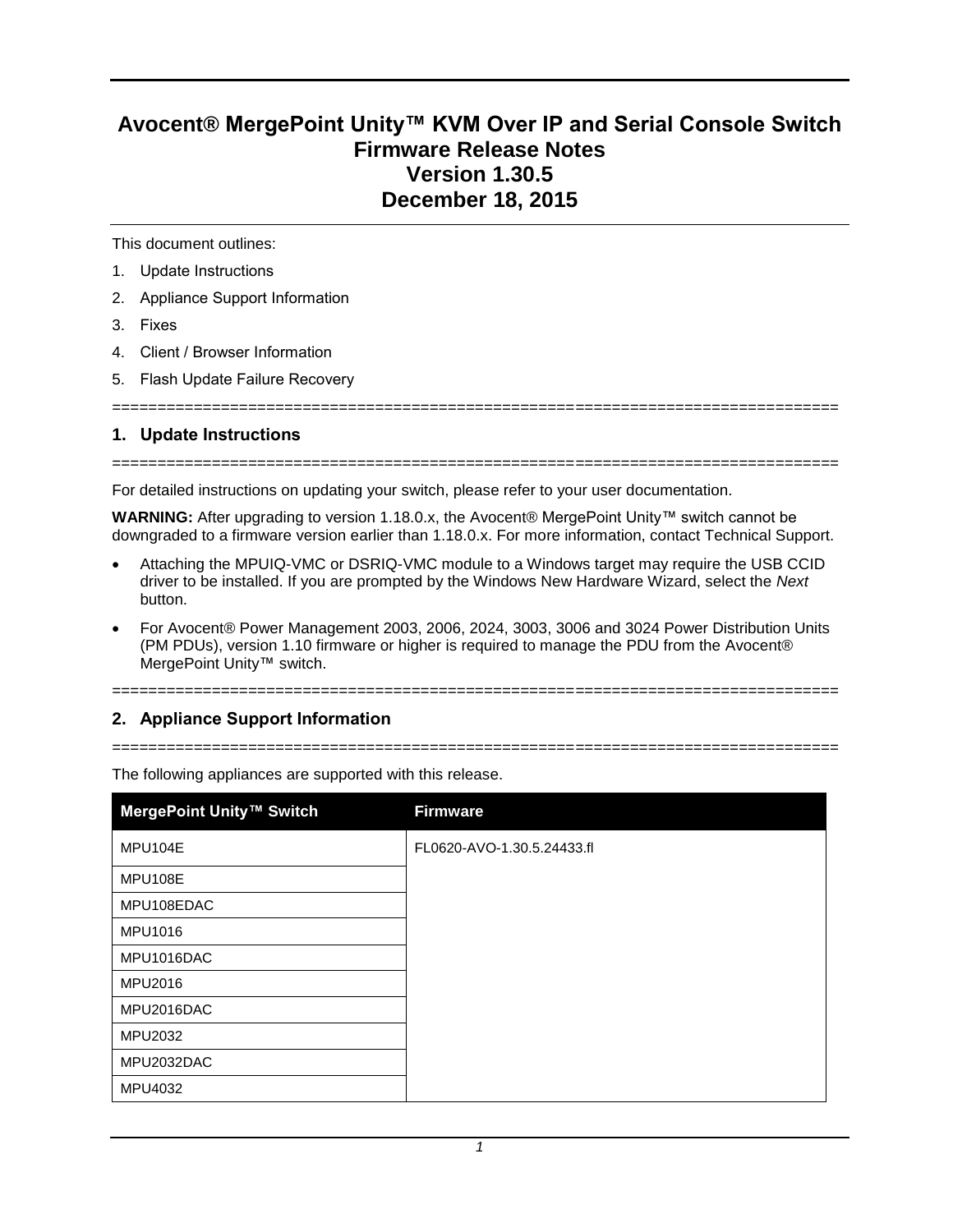# Avocent® MergePoint Unity™ KVM Over IP and Serial Console Switch Firmware Release Notes Version 1.30.5 December 18, 2015

This document outlines:

1. Update Instructions
2. Appliance Support Information
3. Fixes
4. Client / Browser Information
5. Flash Update Failure Recovery

================================================================================

## 1. Update Instructions

================================================================================

For detailed instructions on updating your switch, please refer to your user documentation.

**WARNING:** After upgrading to version 1.18.0.x, the Avocent® MergePoint Unity™ switch cannot be downgraded to a firmware version earlier than 1.18.0.x. For more information, contact Technical Support.

- Attaching the MPUIQ-VMC or DSRIQ-VMC module to a Windows target may require the USB CCID driver to be installed. If you are prompted by the Windows New Hardware Wizard, select the *Next* button.
- For Avocent® Power Management 2003, 2006, 2024, 3003, 3006 and 3024 Power Distribution Units (PM PDUs), version 1.10 firmware or higher is required to manage the PDU from the Avocent® MergePoint Unity™ switch.

================================================================================

## 2. Appliance Support Information

================================================================================

The following appliances are supported with this release.

| MergePoint Unity™ Switch | Firmware |
| --- | --- |
| MPU104E | FL0620-AVO-1.30.5.24433.fl |
| MPU108E | |
| MPU108EDAC | |
| MPU1016 | |
| MPU1016DAC | |
| MPU2016 | |
| MPU2016DAC | |
| MPU2032 | |
| MPU2032DAC | |
| MPU4032 | |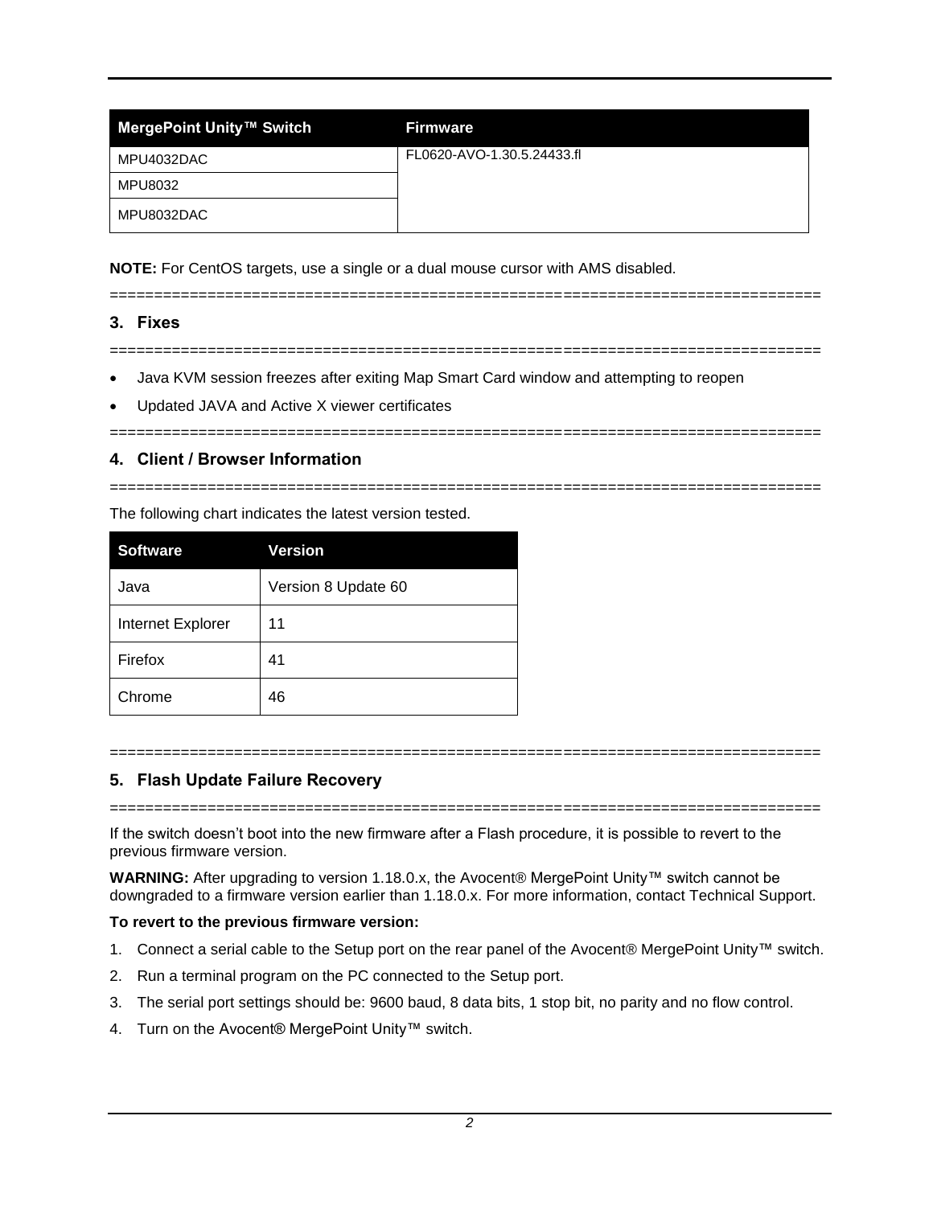| MergePoint Unity™ Switch | Firmware |
|---|---|
| MPU4032DAC | FL0620-AVO-1.30.5.24433.fl |
| MPU8032 | |
| MPU8032DAC | |

**NOTE:** For CentOS targets, use a single or a dual mouse cursor with AMS disabled.

================================================================================

## 3. Fixes

================================================================================

- Java KVM session freezes after exiting Map Smart Card window and attempting to reopen
- Updated JAVA and Active X viewer certificates

================================================================================

## 4. Client / Browser Information

================================================================================

The following chart indicates the latest version tested.

| Software | Version |
|---|---|
| Java | Version 8 Update 60 |
| Internet Explorer | 11 |
| Firefox | 41 |
| Chrome | 46 |

================================================================================

## 5. Flash Update Failure Recovery

================================================================================

If the switch doesn't boot into the new firmware after a Flash procedure, it is possible to revert to the previous firmware version.

**WARNING:** After upgrading to version 1.18.0.x, the Avocent® MergePoint Unity™ switch cannot be downgraded to a firmware version earlier than 1.18.0.x. For more information, contact Technical Support.

**To revert to the previous firmware version:**

1. Connect a serial cable to the Setup port on the rear panel of the Avocent® MergePoint Unity™ switch.
2. Run a terminal program on the PC connected to the Setup port.
3. The serial port settings should be: 9600 baud, 8 data bits, 1 stop bit, no parity and no flow control.
4. Turn on the Avocent® MergePoint Unity™ switch.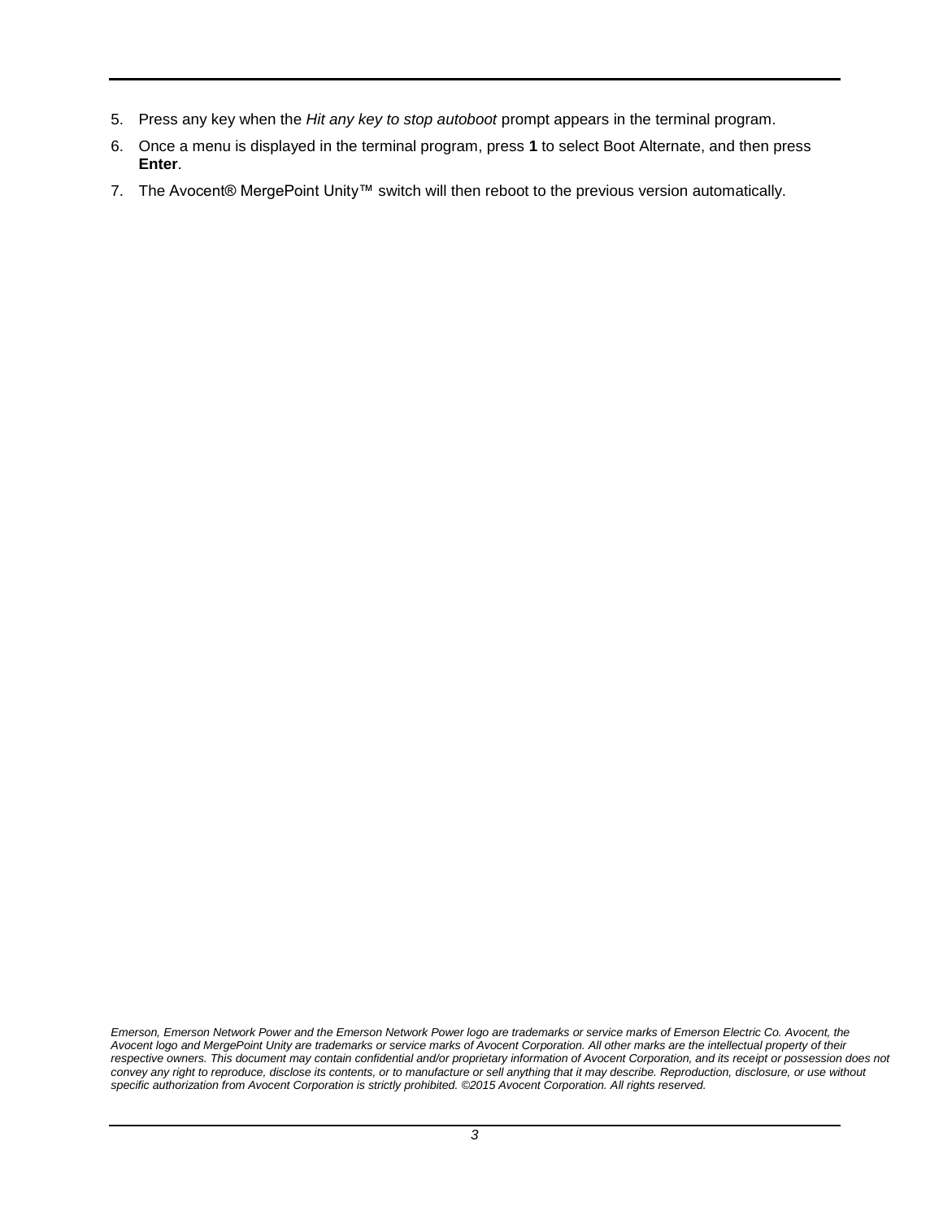5. Press any key when the *Hit any key to stop autoboot* prompt appears in the terminal program.
6. Once a menu is displayed in the terminal program, press **1** to select Boot Alternate, and then press **Enter**.
7. The Avocent® MergePoint Unity™ switch will then reboot to the previous version automatically.

*Emerson, Emerson Network Power and the Emerson Network Power logo are trademarks or service marks of Emerson Electric Co. Avocent, the Avocent logo and MergePoint Unity are trademarks or service marks of Avocent Corporation. All other marks are the intellectual property of their respective owners. This document may contain confidential and/or proprietary information of Avocent Corporation, and its receipt or possession does not convey any right to reproduce, disclose its contents, or to manufacture or sell anything that it may describe. Reproduction, disclosure, or use without specific authorization from Avocent Corporation is strictly prohibited. ©2015 Avocent Corporation. All rights reserved.*